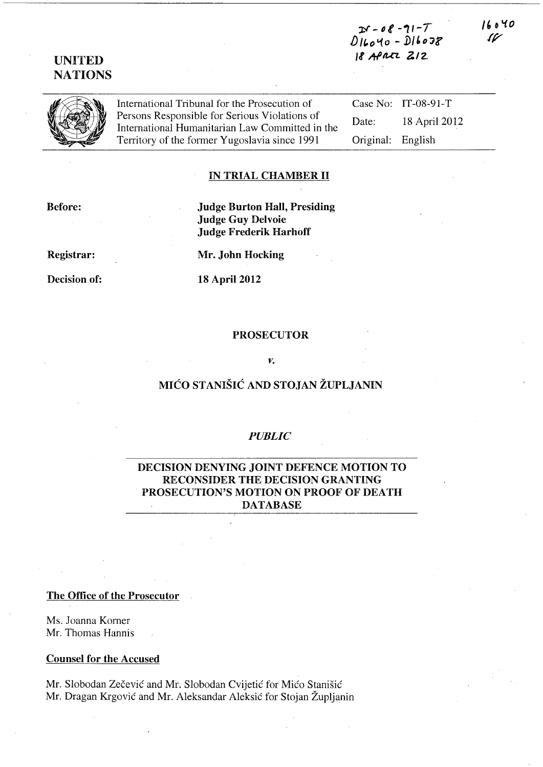IT-08-91-T
D16040 - D16038
18 APRIL 2012

16040
SF

UNITED
NATIONS

International Tribunal for the Prosecution of Persons Responsible for Serious Violations of International Humanitarian Law Committed in the Territory of the former Yugoslavia since 1991

| | |
|---|---|
| Case No: | IT-08-91-T |
| Date: | 18 April 2012 |
| Original: | English |

## IN TRIAL CHAMBER II

**Before:** **Judge Burton Hall, Presiding**
**Judge Guy Delvoie**
**Judge Frederik Harhoff**

**Registrar:** **Mr. John Hocking**

**Decision of:** **18 April 2012**

**PROSECUTOR**

***v.***

**MIĆO STANIŠIĆ AND STOJAN ŽUPLJANIN**

***PUBLIC***

## DECISION DENYING JOINT DEFENCE MOTION TO RECONSIDER THE DECISION GRANTING PROSECUTION'S MOTION ON PROOF OF DEATH DATABASE

**The Office of the Prosecutor**

Ms. Joanna Korner
Mr. Thomas Hannis

**Counsel for the Accused**

Mr. Slobodan Zečević and Mr. Slobodan Cvijetić for Mićo Stanišić
Mr. Dragan Krgović and Mr. Aleksandar Aleksić for Stojan Župljanin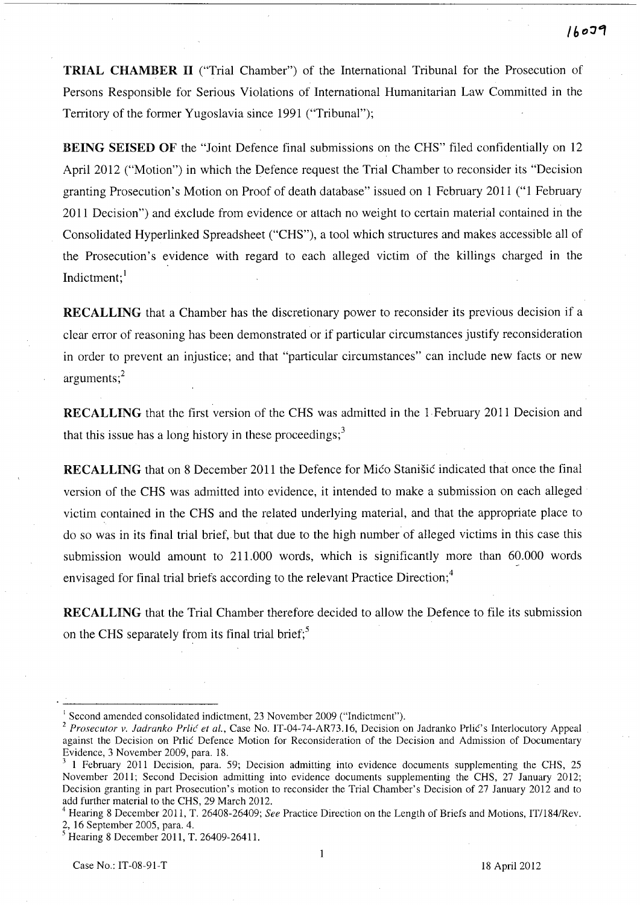**TRIAL CHAMBER II** ("Trial Chamber") of the International Tribunal for the Prosecution of Persons Responsible for Serious Violations of International Humanitarian Law Committed in the Territory of the former Yugoslavia since 1991 ("Tribunal");

**BEING SEISED OF** the "Joint Defence final submissions on the CHS" filed confidentially on 12 April 2012 ("Motion") in which the Defence request the Trial Chamber to reconsider its "Decision granting Prosecution's Motion on Proof of death database" issued on 1 February 2011 ("1 February 2011 Decision") and exclude from evidence or attach no weight to certain material contained in the Consolidated Hyperlinked Spreadsheet ("CHS"), a tool which structures and makes accessible all of the Prosecution's evidence with regard to each alleged victim of the killings charged in the Indictment;[1]

**RECALLING** that a Chamber has the discretionary power to reconsider its previous decision if a clear error of reasoning has been demonstrated or if particular circumstances justify reconsideration in order to prevent an injustice; and that "particular circumstances" can include new facts or new arguments;[2]

**RECALLING** that the first version of the CHS was admitted in the 1 February 2011 Decision and that this issue has a long history in these proceedings;[3]

**RECALLING** that on 8 December 2011 the Defence for Mićo Stanišić indicated that once the final version of the CHS was admitted into evidence, it intended to make a submission on each alleged victim contained in the CHS and the related underlying material, and that the appropriate place to do so was in its final trial brief, but that due to the high number of alleged victims in this case this submission would amount to 211.000 words, which is significantly more than 60.000 words envisaged for final trial briefs according to the relevant Practice Direction;[4]

**RECALLING** that the Trial Chamber therefore decided to allow the Defence to file its submission on the CHS separately from its final trial brief;[5]

---

[1] Second amended consolidated indictment, 23 November 2009 ("Indictment").

[2] *Prosecutor v. Jadranko Prlić et al.*, Case No. IT-04-74-AR73.16, Decision on Jadranko Prlić's Interlocutory Appeal against the Decision on Prlić Defence Motion for Reconsideration of the Decision and Admission of Documentary Evidence, 3 November 2009, para. 18.

[3] 1 February 2011 Decision, para. 59; Decision admitting into evidence documents supplementing the CHS, 25 November 2011; Second Decision admitting into evidence documents supplementing the CHS, 27 January 2012; Decision granting in part Prosecution's motion to reconsider the Trial Chamber's Decision of 27 January 2012 and to add further material to the CHS, 29 March 2012.

[4] Hearing 8 December 2011, T. 26408-26409; *See* Practice Direction on the Length of Briefs and Motions, IT/184/Rev. 2, 16 September 2005, para. 4.

[5] Hearing 8 December 2011, T. 26409-26411.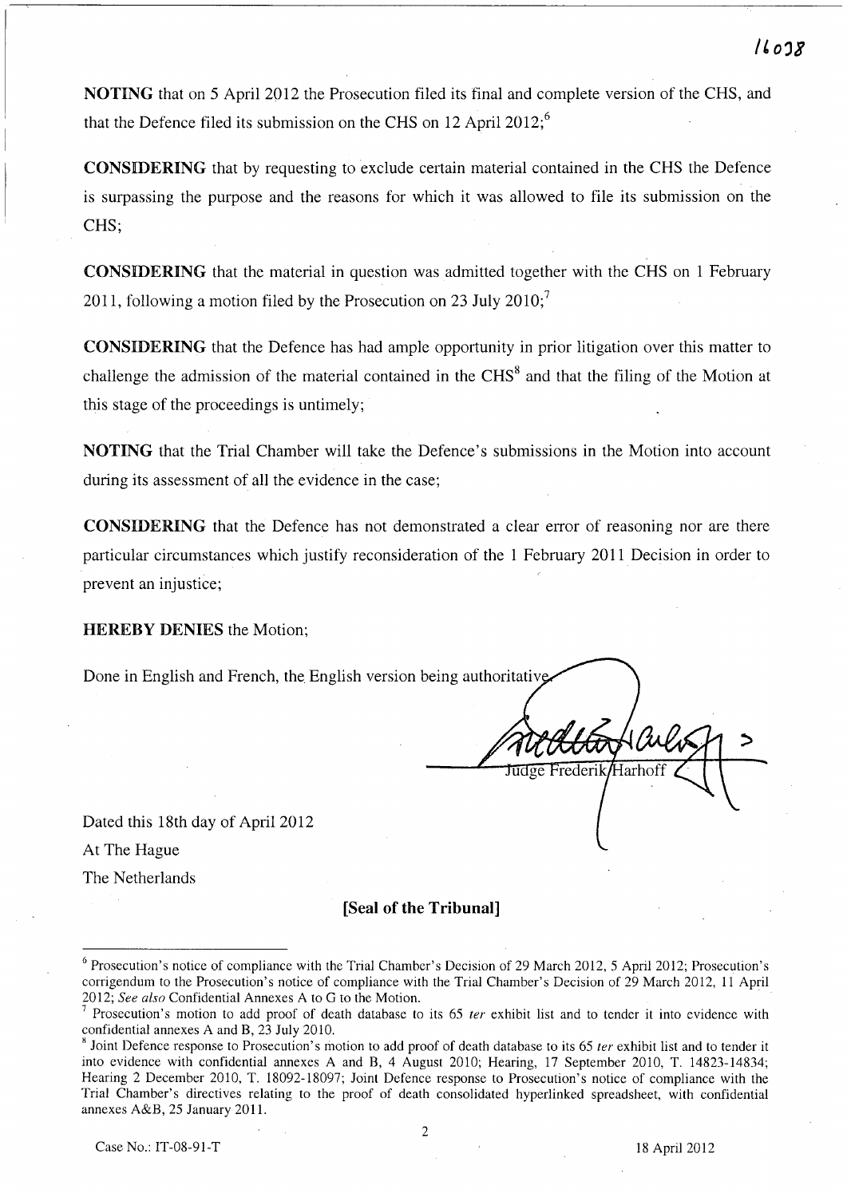**NOTING** that on 5 April 2012 the Prosecution filed its final and complete version of the CHS, and that the Defence filed its submission on the CHS on 12 April 2012;[6]

**CONSIDERING** that by requesting to exclude certain material contained in the CHS the Defence is surpassing the purpose and the reasons for which it was allowed to file its submission on the CHS;

**CONSIDERING** that the material in question was admitted together with the CHS on 1 February 2011, following a motion filed by the Prosecution on 23 July 2010;[7]

**CONSIDERING** that the Defence has had ample opportunity in prior litigation over this matter to challenge the admission of the material contained in the CHS[8] and that the filing of the Motion at this stage of the proceedings is untimely;

**NOTING** that the Trial Chamber will take the Defence's submissions in the Motion into account during its assessment of all the evidence in the case;

**CONSIDERING** that the Defence has not demonstrated a clear error of reasoning nor are there particular circumstances which justify reconsideration of the 1 February 2011 Decision in order to prevent an injustice;

**HEREBY DENIES** the Motion;

Done in English and French, the English version being authoritative.

Judge Frederik Harhoff

Dated this 18th day of April 2012

At The Hague

The Netherlands

**[Seal of the Tribunal]**

---

[6] Prosecution's notice of compliance with the Trial Chamber's Decision of 29 March 2012, 5 April 2012; Prosecution's corrigendum to the Prosecution's notice of compliance with the Trial Chamber's Decision of 29 March 2012, 11 April 2012; *See also* Confidential Annexes A to G to the Motion.

[7] Prosecution's motion to add proof of death database to its 65 *ter* exhibit list and to tender it into evidence with confidential annexes A and B, 23 July 2010.

[8] Joint Defence response to Prosecution's motion to add proof of death database to its 65 *ter* exhibit list and to tender it into evidence with confidential annexes A and B, 4 August 2010; Hearing, 17 September 2010, T. 14823-14834; Hearing 2 December 2010, T. 18092-18097; Joint Defence response to Prosecution's notice of compliance with the Trial Chamber's directives relating to the proof of death consolidated hyperlinked spreadsheet, with confidential annexes A&B, 25 January 2011.